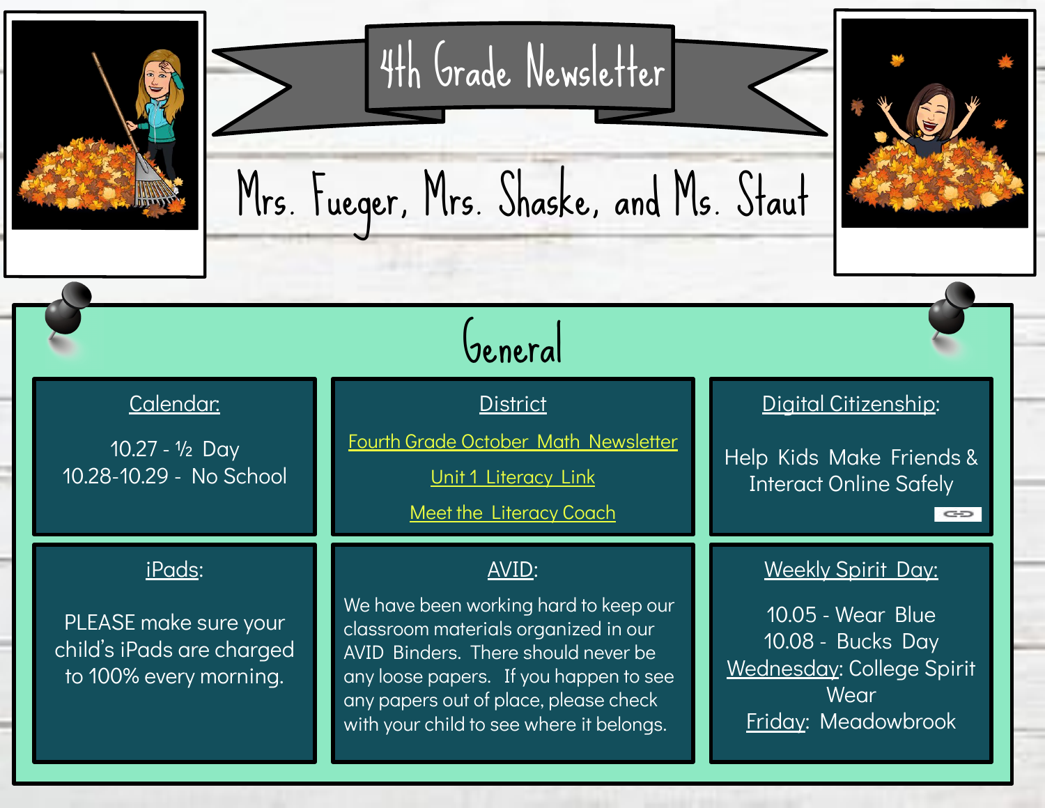# 4th Grade Newsletter

## Mrs. Fueger, Mrs. Shaske, and Ms. Staut

## General

**Calendar:**

10.27 - ½ Day
10.28-10.29 - No School

**District**

Fourth Grade October Math Newsletter

Unit 1 Literacy Link

Meet the Literacy Coach

**Digital Citizenship:**

Help Kids Make Friends & Interact Online Safely

**iPads:**

PLEASE make sure your child's iPads are charged to 100% every morning.

**AVID:**

We have been working hard to keep our classroom materials organized in our AVID Binders. There should never be any loose papers. If you happen to see any papers out of place, please check with your child to see where it belongs.

**Weekly Spirit Day:**

10.05 - Wear Blue
10.08 - Bucks Day
Wednesday: College Spirit Wear
Friday: Meadowbrook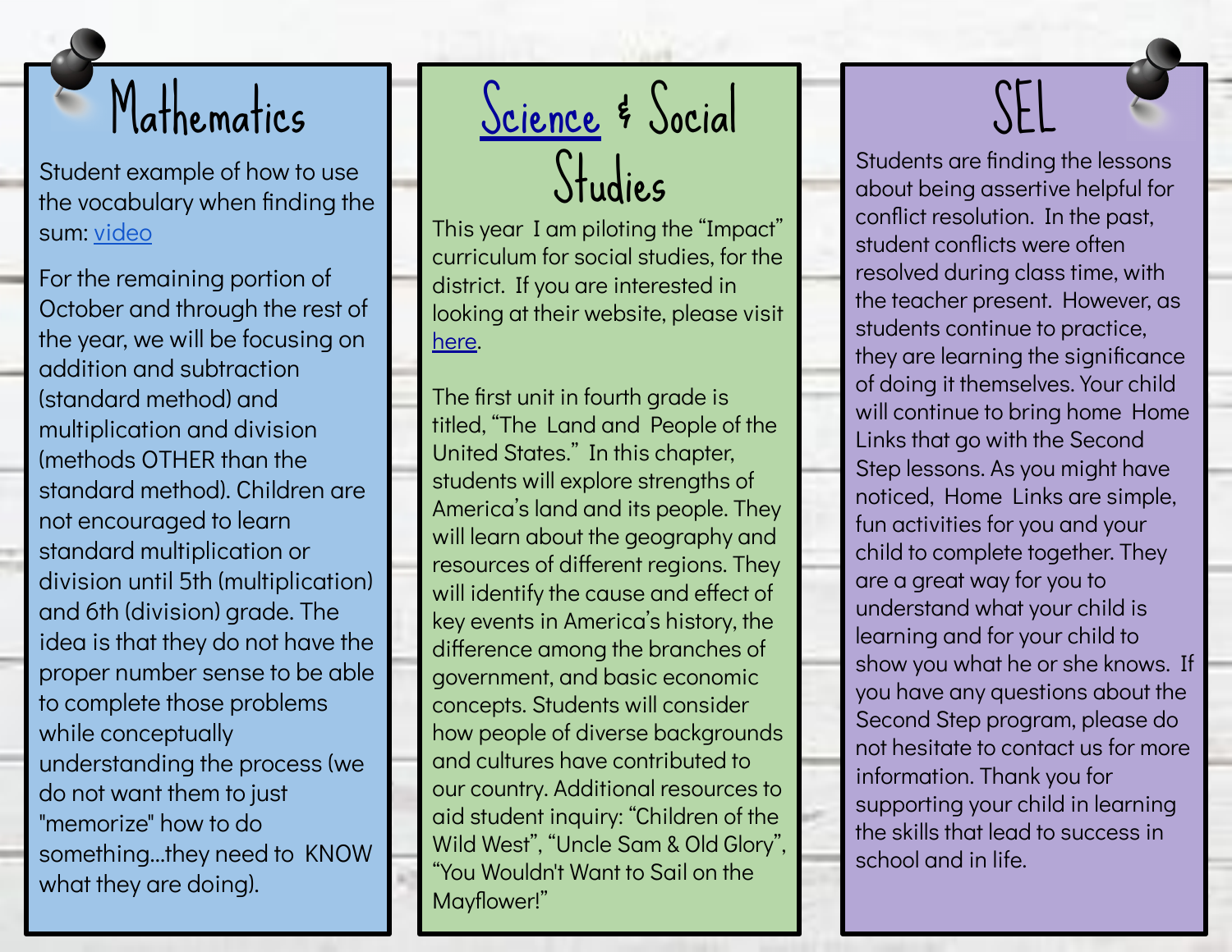## Mathematics

Student example of how to use the vocabulary when finding the sum: video

For the remaining portion of October and through the rest of the year, we will be focusing on addition and subtraction (standard method) and multiplication and division (methods OTHER than the standard method). Children are not encouraged to learn standard multiplication or division until 5th (multiplication) and 6th (division) grade. The idea is that they do not have the proper number sense to be able to complete those problems while conceptually understanding the process (we do not want them to just "memorize" how to do something...they need to KNOW what they are doing).

## Science & Social Studies

This year I am piloting the "Impact" curriculum for social studies, for the district. If you are interested in looking at their website, please visit here.

The first unit in fourth grade is titled, "The Land and People of the United States." In this chapter, students will explore strengths of America's land and its people. They will learn about the geography and resources of different regions. They will identify the cause and effect of key events in America's history, the difference among the branches of government, and basic economic concepts. Students will consider how people of diverse backgrounds and cultures have contributed to our country. Additional resources to aid student inquiry: "Children of the Wild West", "Uncle Sam & Old Glory", "You Wouldn't Want to Sail on the Mayflower!"

## SEL

Students are finding the lessons about being assertive helpful for conflict resolution. In the past, student conflicts were often resolved during class time, with the teacher present. However, as students continue to practice, they are learning the significance of doing it themselves. Your child will continue to bring home Home Links that go with the Second Step lessons. As you might have noticed, Home Links are simple, fun activities for you and your child to complete together. They are a great way for you to understand what your child is learning and for your child to show you what he or she knows. If you have any questions about the Second Step program, please do not hesitate to contact us for more information. Thank you for supporting your child in learning the skills that lead to success in school and in life.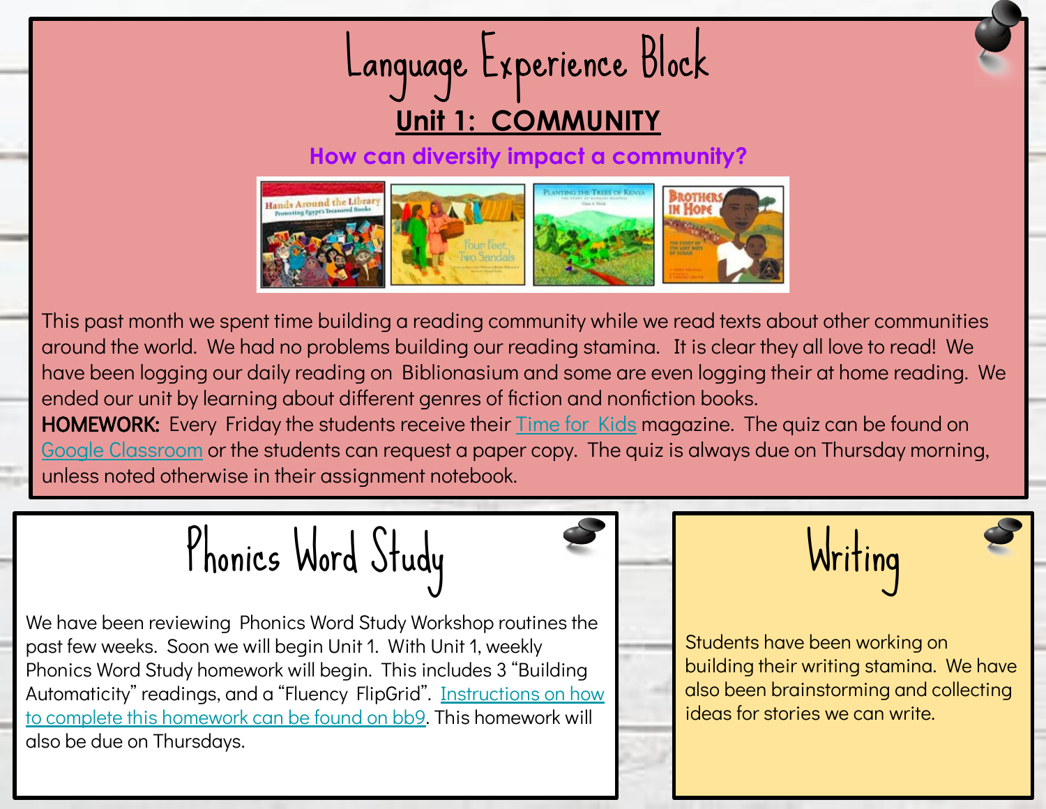# Language Experience Block

## Unit 1: COMMUNITY

**How can diversity impact a community?**

This past month we spent time building a reading community while we read texts about other communities around the world. We had no problems building our reading stamina. It is clear they all love to read! We have been logging our daily reading on Biblionasium and some are even logging their at home reading. We ended our unit by learning about different genres of fiction and nonfiction books.

**HOMEWORK:** Every Friday the students receive their Time for Kids magazine. The quiz can be found on Google Classroom or the students can request a paper copy. The quiz is always due on Thursday morning, unless noted otherwise in their assignment notebook.

# Phonics Word Study

We have been reviewing Phonics Word Study Workshop routines the past few weeks. Soon we will begin Unit 1. With Unit 1, weekly Phonics Word Study homework will begin. This includes 3 "Building Automaticity" readings, and a "Fluency FlipGrid". Instructions on how to complete this homework can be found on bb9. This homework will also be due on Thursdays.

# Writing

Students have been working on building their writing stamina. We have also been brainstorming and collecting ideas for stories we can write.